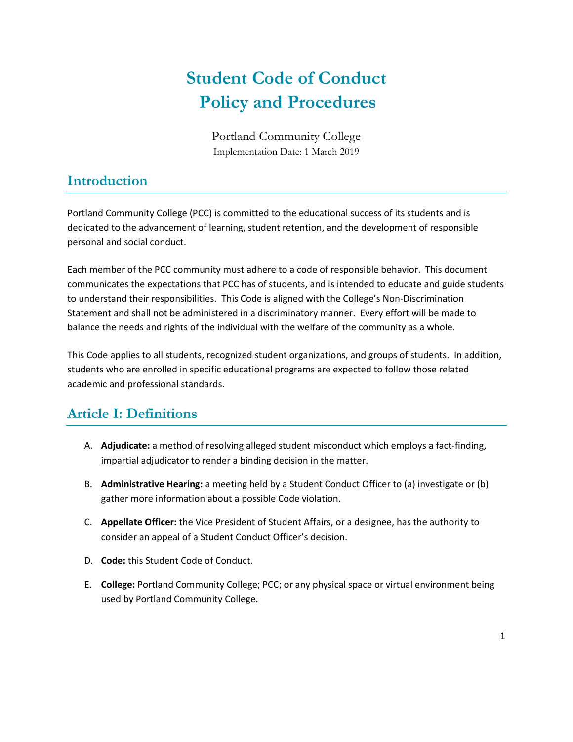# Student Code of Conduct
# Policy and Procedures

Portland Community College
Implementation Date: 1 March 2019

## Introduction

Portland Community College (PCC) is committed to the educational success of its students and is dedicated to the advancement of learning, student retention, and the development of responsible personal and social conduct.

Each member of the PCC community must adhere to a code of responsible behavior. This document communicates the expectations that PCC has of students, and is intended to educate and guide students to understand their responsibilities. This Code is aligned with the College's Non-Discrimination Statement and shall not be administered in a discriminatory manner. Every effort will be made to balance the needs and rights of the individual with the welfare of the community as a whole.

This Code applies to all students, recognized student organizations, and groups of students. In addition, students who are enrolled in specific educational programs are expected to follow those related academic and professional standards.

## Article I: Definitions

A. **Adjudicate:** a method of resolving alleged student misconduct which employs a fact-finding, impartial adjudicator to render a binding decision in the matter.

B. **Administrative Hearing:** a meeting held by a Student Conduct Officer to (a) investigate or (b) gather more information about a possible Code violation.

C. **Appellate Officer:** the Vice President of Student Affairs, or a designee, has the authority to consider an appeal of a Student Conduct Officer's decision.

D. **Code:** this Student Code of Conduct.

E. **College:** Portland Community College; PCC; or any physical space or virtual environment being used by Portland Community College.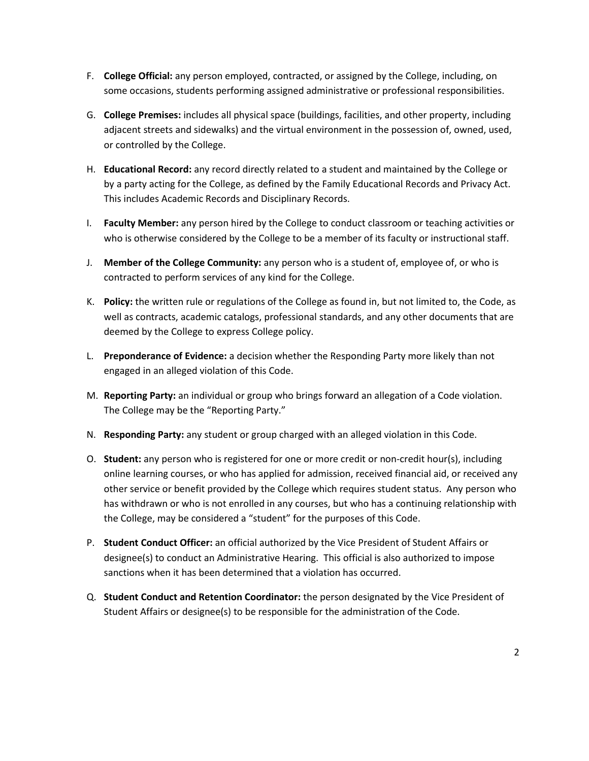F. **College Official:** any person employed, contracted, or assigned by the College, including, on some occasions, students performing assigned administrative or professional responsibilities.

G. **College Premises:** includes all physical space (buildings, facilities, and other property, including adjacent streets and sidewalks) and the virtual environment in the possession of, owned, used, or controlled by the College.

H. **Educational Record:** any record directly related to a student and maintained by the College or by a party acting for the College, as defined by the Family Educational Records and Privacy Act. This includes Academic Records and Disciplinary Records.

I. **Faculty Member:** any person hired by the College to conduct classroom or teaching activities or who is otherwise considered by the College to be a member of its faculty or instructional staff.

J. **Member of the College Community:** any person who is a student of, employee of, or who is contracted to perform services of any kind for the College.

K. **Policy:** the written rule or regulations of the College as found in, but not limited to, the Code, as well as contracts, academic catalogs, professional standards, and any other documents that are deemed by the College to express College policy.

L. **Preponderance of Evidence:** a decision whether the Responding Party more likely than not engaged in an alleged violation of this Code.

M. **Reporting Party:** an individual or group who brings forward an allegation of a Code violation. The College may be the "Reporting Party."

N. **Responding Party:** any student or group charged with an alleged violation in this Code.

O. **Student:** any person who is registered for one or more credit or non-credit hour(s), including online learning courses, or who has applied for admission, received financial aid, or received any other service or benefit provided by the College which requires student status. Any person who has withdrawn or who is not enrolled in any courses, but who has a continuing relationship with the College, may be considered a "student" for the purposes of this Code.

P. **Student Conduct Officer:** an official authorized by the Vice President of Student Affairs or designee(s) to conduct an Administrative Hearing. This official is also authorized to impose sanctions when it has been determined that a violation has occurred.

Q. **Student Conduct and Retention Coordinator:** the person designated by the Vice President of Student Affairs or designee(s) to be responsible for the administration of the Code.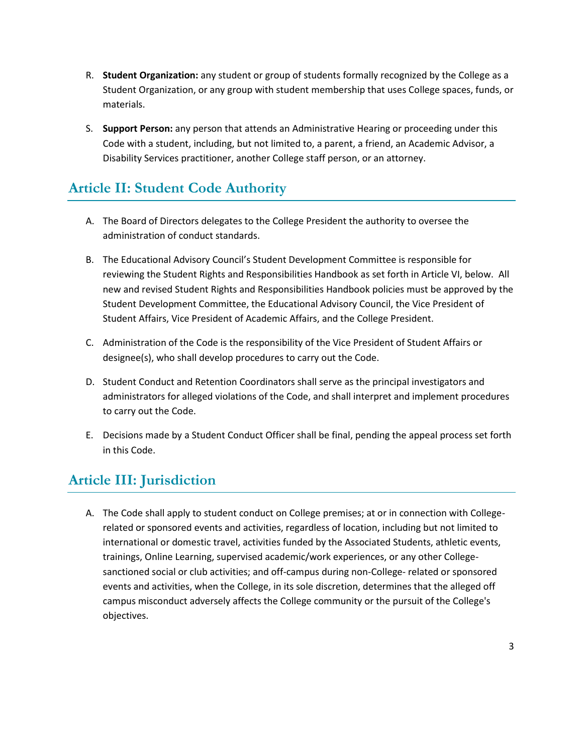R. **Student Organization:** any student or group of students formally recognized by the College as a Student Organization, or any group with student membership that uses College spaces, funds, or materials.

S. **Support Person:** any person that attends an Administrative Hearing or proceeding under this Code with a student, including, but not limited to, a parent, a friend, an Academic Advisor, a Disability Services practitioner, another College staff person, or an attorney.

## Article II: Student Code Authority

A. The Board of Directors delegates to the College President the authority to oversee the administration of conduct standards.

B. The Educational Advisory Council's Student Development Committee is responsible for reviewing the Student Rights and Responsibilities Handbook as set forth in Article VI, below. All new and revised Student Rights and Responsibilities Handbook policies must be approved by the Student Development Committee, the Educational Advisory Council, the Vice President of Student Affairs, Vice President of Academic Affairs, and the College President.

C. Administration of the Code is the responsibility of the Vice President of Student Affairs or designee(s), who shall develop procedures to carry out the Code.

D. Student Conduct and Retention Coordinators shall serve as the principal investigators and administrators for alleged violations of the Code, and shall interpret and implement procedures to carry out the Code.

E. Decisions made by a Student Conduct Officer shall be final, pending the appeal process set forth in this Code.

## Article III: Jurisdiction

A. The Code shall apply to student conduct on College premises; at or in connection with College-related or sponsored events and activities, regardless of location, including but not limited to international or domestic travel, activities funded by the Associated Students, athletic events, trainings, Online Learning, supervised academic/work experiences, or any other College-sanctioned social or club activities; and off-campus during non-College- related or sponsored events and activities, when the College, in its sole discretion, determines that the alleged off campus misconduct adversely affects the College community or the pursuit of the College's objectives.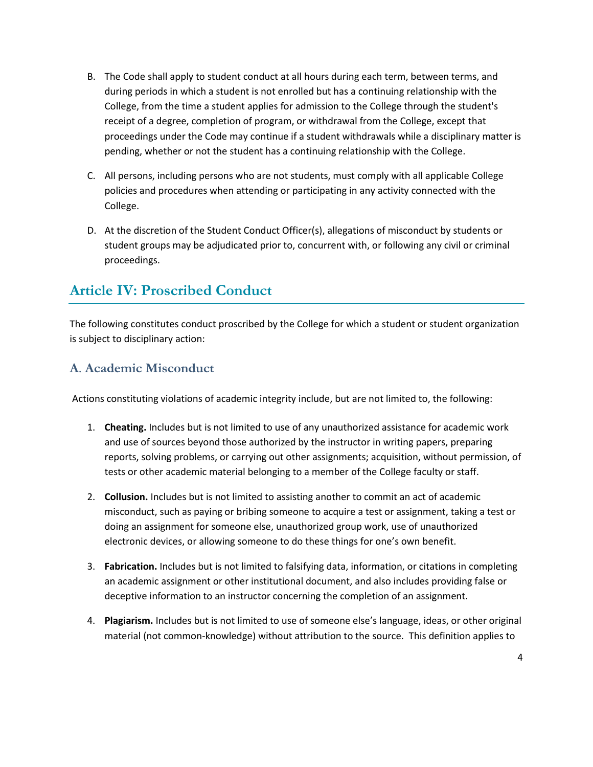B. The Code shall apply to student conduct at all hours during each term, between terms, and during periods in which a student is not enrolled but has a continuing relationship with the College, from the time a student applies for admission to the College through the student's receipt of a degree, completion of program, or withdrawal from the College, except that proceedings under the Code may continue if a student withdrawals while a disciplinary matter is pending, whether or not the student has a continuing relationship with the College.

C. All persons, including persons who are not students, must comply with all applicable College policies and procedures when attending or participating in any activity connected with the College.

D. At the discretion of the Student Conduct Officer(s), allegations of misconduct by students or student groups may be adjudicated prior to, concurrent with, or following any civil or criminal proceedings.

## Article IV: Proscribed Conduct

The following constitutes conduct proscribed by the College for which a student or student organization is subject to disciplinary action:

### A. Academic Misconduct

Actions constituting violations of academic integrity include, but are not limited to, the following:

1. **Cheating.** Includes but is not limited to use of any unauthorized assistance for academic work and use of sources beyond those authorized by the instructor in writing papers, preparing reports, solving problems, or carrying out other assignments; acquisition, without permission, of tests or other academic material belonging to a member of the College faculty or staff.

2. **Collusion.** Includes but is not limited to assisting another to commit an act of academic misconduct, such as paying or bribing someone to acquire a test or assignment, taking a test or doing an assignment for someone else, unauthorized group work, use of unauthorized electronic devices, or allowing someone to do these things for one's own benefit.

3. **Fabrication.** Includes but is not limited to falsifying data, information, or citations in completing an academic assignment or other institutional document, and also includes providing false or deceptive information to an instructor concerning the completion of an assignment.

4. **Plagiarism.** Includes but is not limited to use of someone else's language, ideas, or other original material (not common-knowledge) without attribution to the source. This definition applies to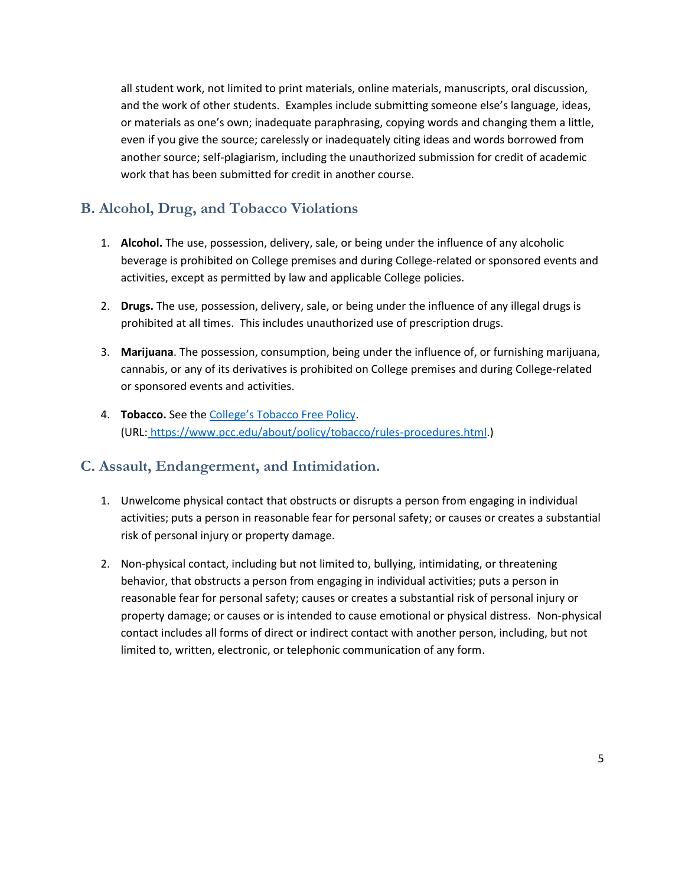all student work, not limited to print materials, online materials, manuscripts, oral discussion, and the work of other students. Examples include submitting someone else's language, ideas, or materials as one's own; inadequate paraphrasing, copying words and changing them a little, even if you give the source; carelessly or inadequately citing ideas and words borrowed from another source; self-plagiarism, including the unauthorized submission for credit of academic work that has been submitted for credit in another course.

## B. Alcohol, Drug, and Tobacco Violations

1. **Alcohol.** The use, possession, delivery, sale, or being under the influence of any alcoholic beverage is prohibited on College premises and during College-related or sponsored events and activities, except as permitted by law and applicable College policies.

2. **Drugs.** The use, possession, delivery, sale, or being under the influence of any illegal drugs is prohibited at all times. This includes unauthorized use of prescription drugs.

3. **Marijuana**. The possession, consumption, being under the influence of, or furnishing marijuana, cannabis, or any of its derivatives is prohibited on College premises and during College-related or sponsored events and activities.

4. **Tobacco.** See the [College's Tobacco Free Policy](https://www.pcc.edu/about/policy/tobacco/rules-procedures.html). (URL: https://www.pcc.edu/about/policy/tobacco/rules-procedures.html.)

## C. Assault, Endangerment, and Intimidation.

1. Unwelcome physical contact that obstructs or disrupts a person from engaging in individual activities; puts a person in reasonable fear for personal safety; or causes or creates a substantial risk of personal injury or property damage.

2. Non-physical contact, including but not limited to, bullying, intimidating, or threatening behavior, that obstructs a person from engaging in individual activities; puts a person in reasonable fear for personal safety; causes or creates a substantial risk of personal injury or property damage; or causes or is intended to cause emotional or physical distress. Non-physical contact includes all forms of direct or indirect contact with another person, including, but not limited to, written, electronic, or telephonic communication of any form.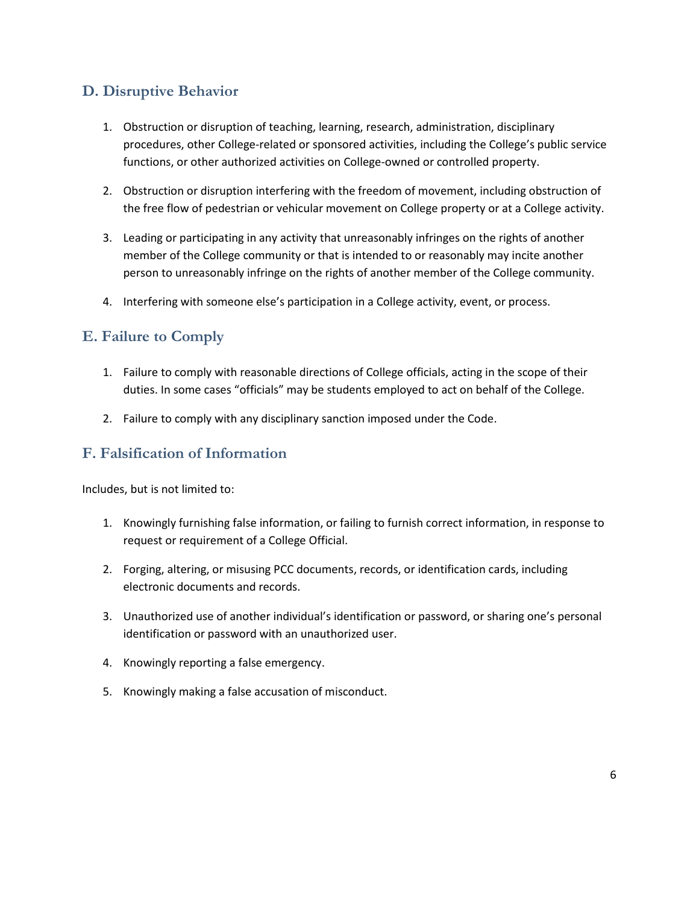## D. Disruptive Behavior

1. Obstruction or disruption of teaching, learning, research, administration, disciplinary procedures, other College-related or sponsored activities, including the College's public service functions, or other authorized activities on College-owned or controlled property.

2. Obstruction or disruption interfering with the freedom of movement, including obstruction of the free flow of pedestrian or vehicular movement on College property or at a College activity.

3. Leading or participating in any activity that unreasonably infringes on the rights of another member of the College community or that is intended to or reasonably may incite another person to unreasonably infringe on the rights of another member of the College community.

4. Interfering with someone else's participation in a College activity, event, or process.

## E. Failure to Comply

1. Failure to comply with reasonable directions of College officials, acting in the scope of their duties. In some cases "officials" may be students employed to act on behalf of the College.

2. Failure to comply with any disciplinary sanction imposed under the Code.

## F. Falsification of Information

Includes, but is not limited to:

1. Knowingly furnishing false information, or failing to furnish correct information, in response to request or requirement of a College Official.

2. Forging, altering, or misusing PCC documents, records, or identification cards, including electronic documents and records.

3. Unauthorized use of another individual's identification or password, or sharing one's personal identification or password with an unauthorized user.

4. Knowingly reporting a false emergency.

5. Knowingly making a false accusation of misconduct.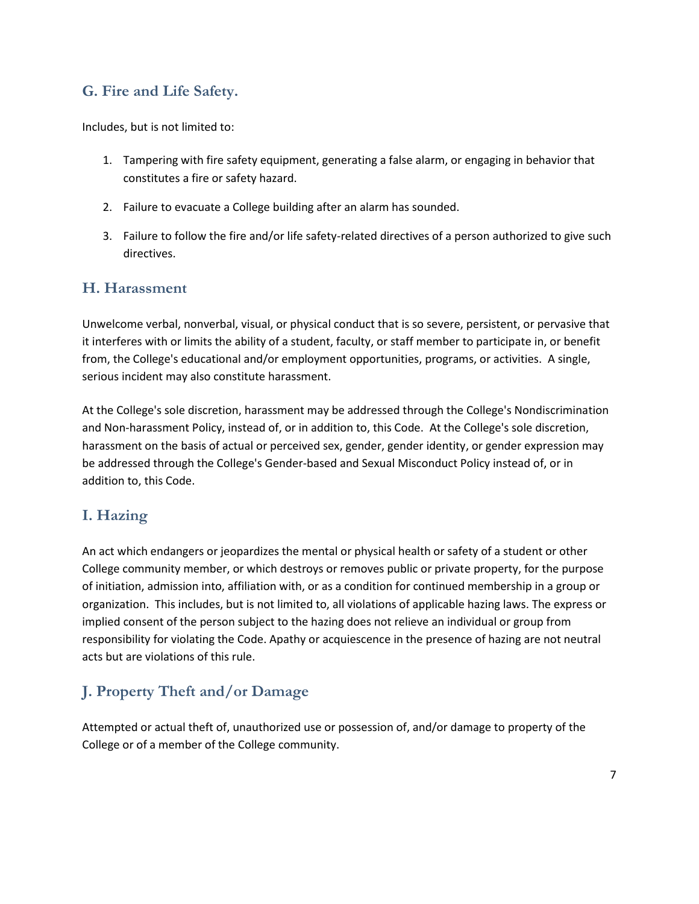## G. Fire and Life Safety.

Includes, but is not limited to:

1. Tampering with fire safety equipment, generating a false alarm, or engaging in behavior that constitutes a fire or safety hazard.
2. Failure to evacuate a College building after an alarm has sounded.
3. Failure to follow the fire and/or life safety-related directives of a person authorized to give such directives.

## H. Harassment

Unwelcome verbal, nonverbal, visual, or physical conduct that is so severe, persistent, or pervasive that it interferes with or limits the ability of a student, faculty, or staff member to participate in, or benefit from, the College's educational and/or employment opportunities, programs, or activities. A single, serious incident may also constitute harassment.

At the College's sole discretion, harassment may be addressed through the College's Nondiscrimination and Non-harassment Policy, instead of, or in addition to, this Code. At the College's sole discretion, harassment on the basis of actual or perceived sex, gender, gender identity, or gender expression may be addressed through the College's Gender-based and Sexual Misconduct Policy instead of, or in addition to, this Code.

## I. Hazing

An act which endangers or jeopardizes the mental or physical health or safety of a student or other College community member, or which destroys or removes public or private property, for the purpose of initiation, admission into, affiliation with, or as a condition for continued membership in a group or organization. This includes, but is not limited to, all violations of applicable hazing laws. The express or implied consent of the person subject to the hazing does not relieve an individual or group from responsibility for violating the Code. Apathy or acquiescence in the presence of hazing are not neutral acts but are violations of this rule.

## J. Property Theft and/or Damage

Attempted or actual theft of, unauthorized use or possession of, and/or damage to property of the College or of a member of the College community.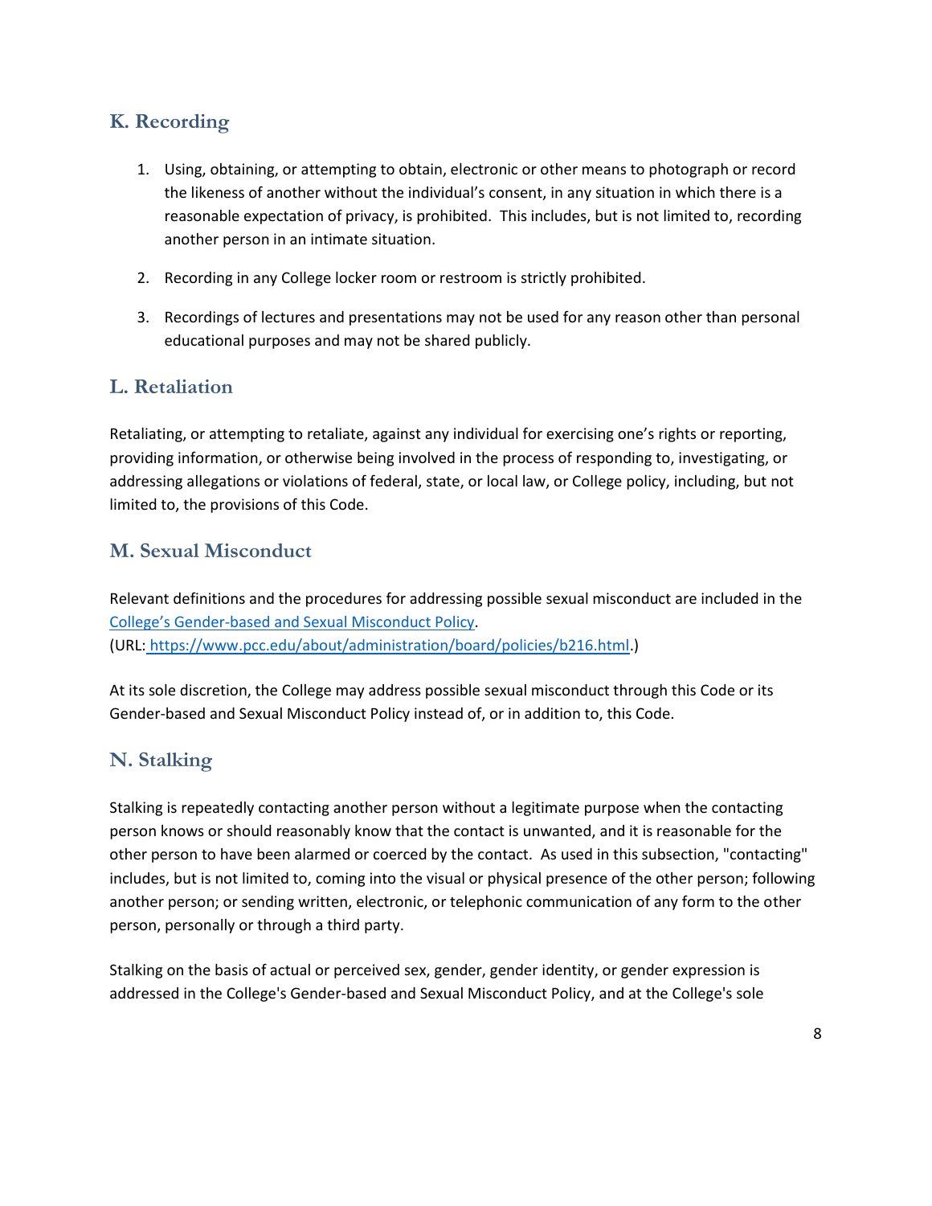## K. Recording

1. Using, obtaining, or attempting to obtain, electronic or other means to photograph or record the likeness of another without the individual's consent, in any situation in which there is a reasonable expectation of privacy, is prohibited. This includes, but is not limited to, recording another person in an intimate situation.

2. Recording in any College locker room or restroom is strictly prohibited.

3. Recordings of lectures and presentations may not be used for any reason other than personal educational purposes and may not be shared publicly.

## L. Retaliation

Retaliating, or attempting to retaliate, against any individual for exercising one's rights or reporting, providing information, or otherwise being involved in the process of responding to, investigating, or addressing allegations or violations of federal, state, or local law, or College policy, including, but not limited to, the provisions of this Code.

## M. Sexual Misconduct

Relevant definitions and the procedures for addressing possible sexual misconduct are included in the [College's Gender-based and Sexual Misconduct Policy](https://www.pcc.edu/about/administration/board/policies/b216.html).
(URL: https://www.pcc.edu/about/administration/board/policies/b216.html.)

At its sole discretion, the College may address possible sexual misconduct through this Code or its Gender-based and Sexual Misconduct Policy instead of, or in addition to, this Code.

## N. Stalking

Stalking is repeatedly contacting another person without a legitimate purpose when the contacting person knows or should reasonably know that the contact is unwanted, and it is reasonable for the other person to have been alarmed or coerced by the contact. As used in this subsection, "contacting" includes, but is not limited to, coming into the visual or physical presence of the other person; following another person; or sending written, electronic, or telephonic communication of any form to the other person, personally or through a third party.

Stalking on the basis of actual or perceived sex, gender, gender identity, or gender expression is addressed in the College's Gender-based and Sexual Misconduct Policy, and at the College's sole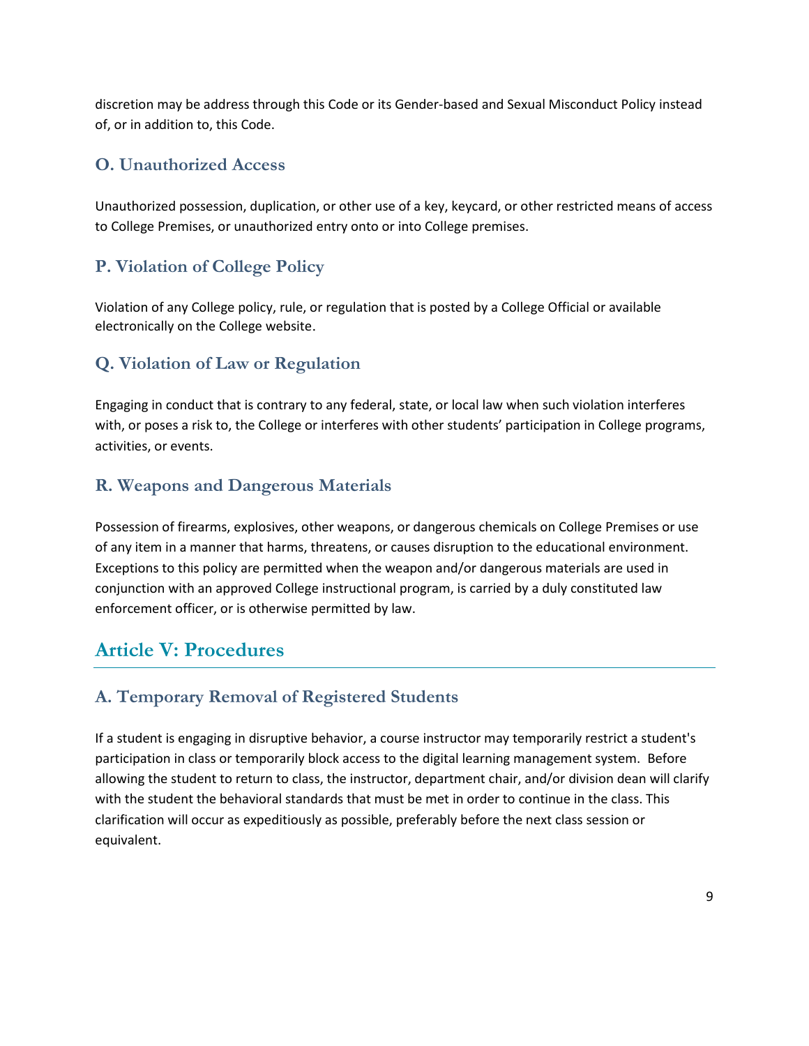discretion may be address through this Code or its Gender-based and Sexual Misconduct Policy instead of, or in addition to, this Code.

### O. Unauthorized Access

Unauthorized possession, duplication, or other use of a key, keycard, or other restricted means of access to College Premises, or unauthorized entry onto or into College premises.

### P. Violation of College Policy

Violation of any College policy, rule, or regulation that is posted by a College Official or available electronically on the College website.

### Q. Violation of Law or Regulation

Engaging in conduct that is contrary to any federal, state, or local law when such violation interferes with, or poses a risk to, the College or interferes with other students' participation in College programs, activities, or events.

### R. Weapons and Dangerous Materials

Possession of firearms, explosives, other weapons, or dangerous chemicals on College Premises or use of any item in a manner that harms, threatens, or causes disruption to the educational environment. Exceptions to this policy are permitted when the weapon and/or dangerous materials are used in conjunction with an approved College instructional program, is carried by a duly constituted law enforcement officer, or is otherwise permitted by law.

## Article V: Procedures

### A. Temporary Removal of Registered Students

If a student is engaging in disruptive behavior, a course instructor may temporarily restrict a student's participation in class or temporarily block access to the digital learning management system. Before allowing the student to return to class, the instructor, department chair, and/or division dean will clarify with the student the behavioral standards that must be met in order to continue in the class. This clarification will occur as expeditiously as possible, preferably before the next class session or equivalent.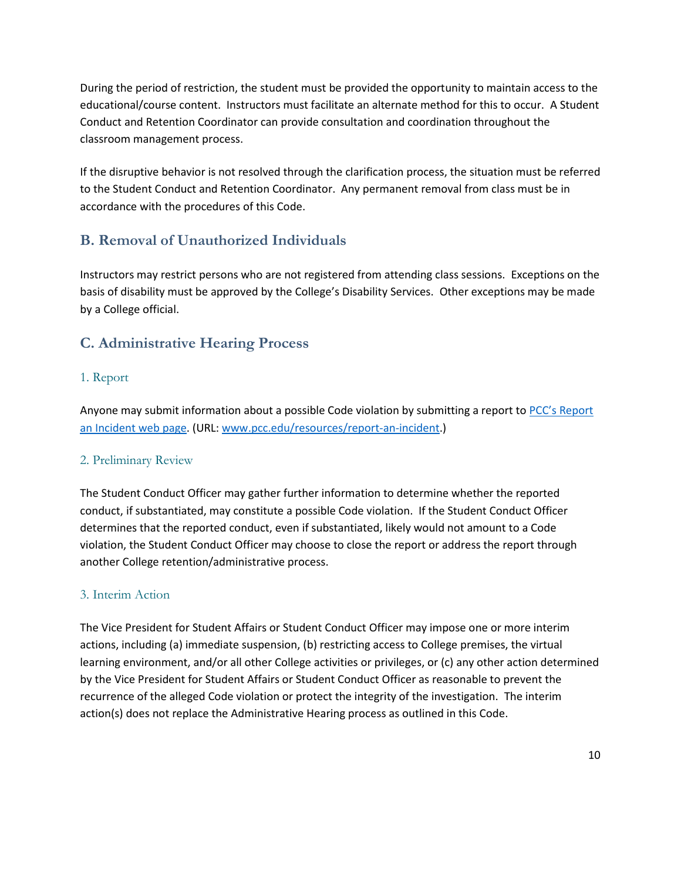During the period of restriction, the student must be provided the opportunity to maintain access to the educational/course content. Instructors must facilitate an alternate method for this to occur. A Student Conduct and Retention Coordinator can provide consultation and coordination throughout the classroom management process.

If the disruptive behavior is not resolved through the clarification process, the situation must be referred to the Student Conduct and Retention Coordinator. Any permanent removal from class must be in accordance with the procedures of this Code.

## B. Removal of Unauthorized Individuals

Instructors may restrict persons who are not registered from attending class sessions. Exceptions on the basis of disability must be approved by the College's Disability Services. Other exceptions may be made by a College official.

## C. Administrative Hearing Process

### 1. Report

Anyone may submit information about a possible Code violation by submitting a report to [PCC's Report an Incident web page](http://www.pcc.edu/resources/report-an-incident). (URL: [www.pcc.edu/resources/report-an-incident](http://www.pcc.edu/resources/report-an-incident).)

### 2. Preliminary Review

The Student Conduct Officer may gather further information to determine whether the reported conduct, if substantiated, may constitute a possible Code violation. If the Student Conduct Officer determines that the reported conduct, even if substantiated, likely would not amount to a Code violation, the Student Conduct Officer may choose to close the report or address the report through another College retention/administrative process.

### 3. Interim Action

The Vice President for Student Affairs or Student Conduct Officer may impose one or more interim actions, including (a) immediate suspension, (b) restricting access to College premises, the virtual learning environment, and/or all other College activities or privileges, or (c) any other action determined by the Vice President for Student Affairs or Student Conduct Officer as reasonable to prevent the recurrence of the alleged Code violation or protect the integrity of the investigation. The interim action(s) does not replace the Administrative Hearing process as outlined in this Code.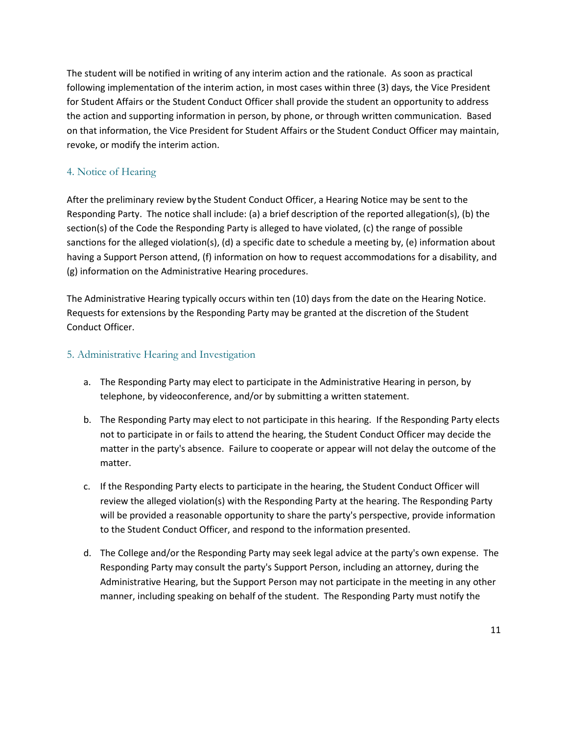The student will be notified in writing of any interim action and the rationale. As soon as practical following implementation of the interim action, in most cases within three (3) days, the Vice President for Student Affairs or the Student Conduct Officer shall provide the student an opportunity to address the action and supporting information in person, by phone, or through written communication. Based on that information, the Vice President for Student Affairs or the Student Conduct Officer may maintain, revoke, or modify the interim action.

### 4. Notice of Hearing

After the preliminary review by the Student Conduct Officer, a Hearing Notice may be sent to the Responding Party. The notice shall include: (a) a brief description of the reported allegation(s), (b) the section(s) of the Code the Responding Party is alleged to have violated, (c) the range of possible sanctions for the alleged violation(s), (d) a specific date to schedule a meeting by, (e) information about having a Support Person attend, (f) information on how to request accommodations for a disability, and (g) information on the Administrative Hearing procedures.

The Administrative Hearing typically occurs within ten (10) days from the date on the Hearing Notice. Requests for extensions by the Responding Party may be granted at the discretion of the Student Conduct Officer.

### 5. Administrative Hearing and Investigation

a. The Responding Party may elect to participate in the Administrative Hearing in person, by telephone, by videoconference, and/or by submitting a written statement.

b. The Responding Party may elect to not participate in this hearing. If the Responding Party elects not to participate in or fails to attend the hearing, the Student Conduct Officer may decide the matter in the party's absence. Failure to cooperate or appear will not delay the outcome of the matter.

c. If the Responding Party elects to participate in the hearing, the Student Conduct Officer will review the alleged violation(s) with the Responding Party at the hearing. The Responding Party will be provided a reasonable opportunity to share the party's perspective, provide information to the Student Conduct Officer, and respond to the information presented.

d. The College and/or the Responding Party may seek legal advice at the party's own expense. The Responding Party may consult the party's Support Person, including an attorney, during the Administrative Hearing, but the Support Person may not participate in the meeting in any other manner, including speaking on behalf of the student. The Responding Party must notify the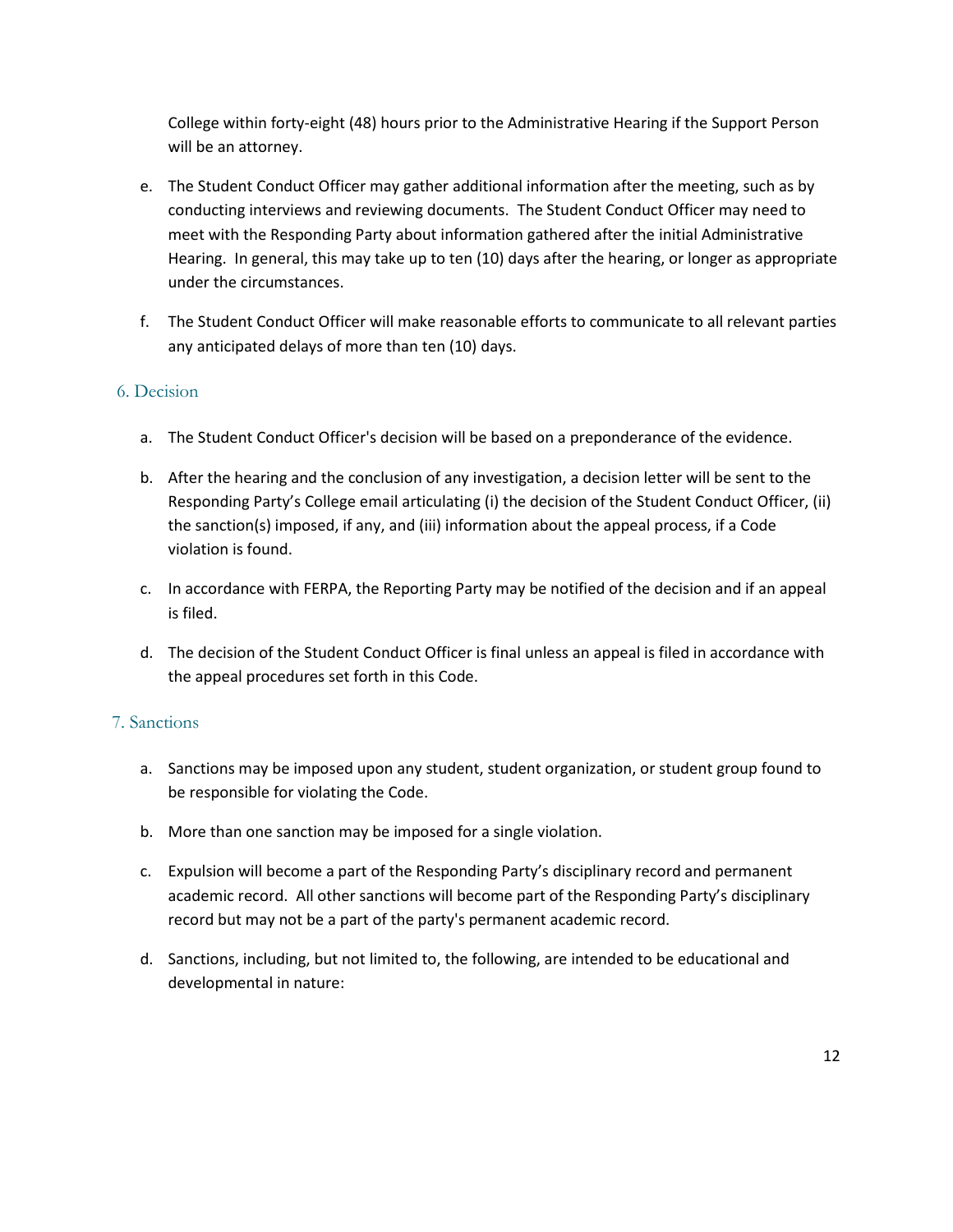College within forty-eight (48) hours prior to the Administrative Hearing if the Support Person will be an attorney.

e. The Student Conduct Officer may gather additional information after the meeting, such as by conducting interviews and reviewing documents. The Student Conduct Officer may need to meet with the Responding Party about information gathered after the initial Administrative Hearing. In general, this may take up to ten (10) days after the hearing, or longer as appropriate under the circumstances.

f. The Student Conduct Officer will make reasonable efforts to communicate to all relevant parties any anticipated delays of more than ten (10) days.

### 6. Decision

a. The Student Conduct Officer's decision will be based on a preponderance of the evidence.

b. After the hearing and the conclusion of any investigation, a decision letter will be sent to the Responding Party's College email articulating (i) the decision of the Student Conduct Officer, (ii) the sanction(s) imposed, if any, and (iii) information about the appeal process, if a Code violation is found.

c. In accordance with FERPA, the Reporting Party may be notified of the decision and if an appeal is filed.

d. The decision of the Student Conduct Officer is final unless an appeal is filed in accordance with the appeal procedures set forth in this Code.

### 7. Sanctions

a. Sanctions may be imposed upon any student, student organization, or student group found to be responsible for violating the Code.

b. More than one sanction may be imposed for a single violation.

c. Expulsion will become a part of the Responding Party's disciplinary record and permanent academic record. All other sanctions will become part of the Responding Party's disciplinary record but may not be a part of the party's permanent academic record.

d. Sanctions, including, but not limited to, the following, are intended to be educational and developmental in nature: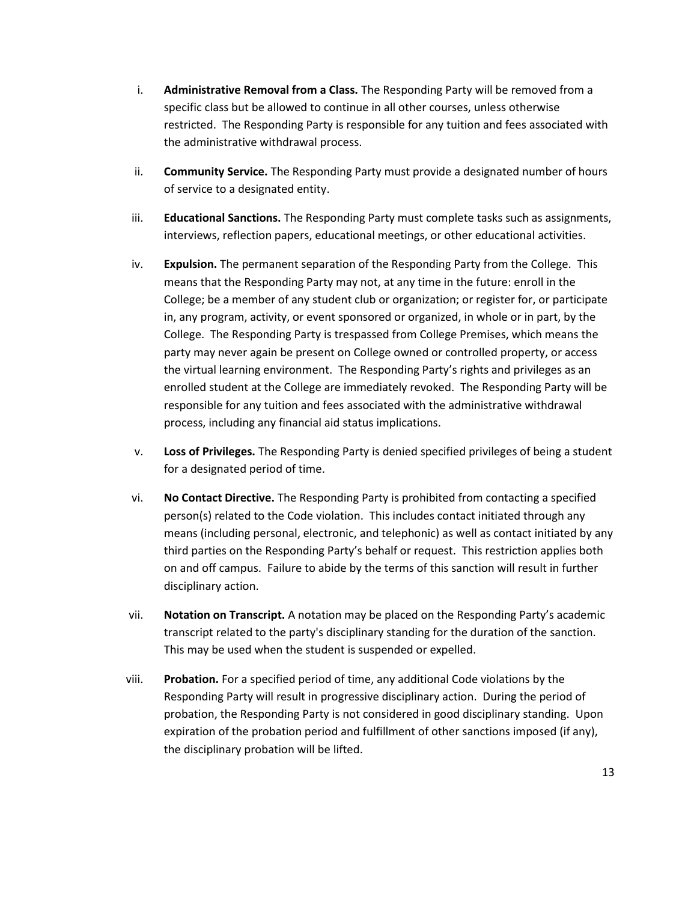i. **Administrative Removal from a Class.** The Responding Party will be removed from a specific class but be allowed to continue in all other courses, unless otherwise restricted. The Responding Party is responsible for any tuition and fees associated with the administrative withdrawal process.

ii. **Community Service.** The Responding Party must provide a designated number of hours of service to a designated entity.

iii. **Educational Sanctions.** The Responding Party must complete tasks such as assignments, interviews, reflection papers, educational meetings, or other educational activities.

iv. **Expulsion.** The permanent separation of the Responding Party from the College. This means that the Responding Party may not, at any time in the future: enroll in the College; be a member of any student club or organization; or register for, or participate in, any program, activity, or event sponsored or organized, in whole or in part, by the College. The Responding Party is trespassed from College Premises, which means the party may never again be present on College owned or controlled property, or access the virtual learning environment. The Responding Party's rights and privileges as an enrolled student at the College are immediately revoked. The Responding Party will be responsible for any tuition and fees associated with the administrative withdrawal process, including any financial aid status implications.

v. **Loss of Privileges.** The Responding Party is denied specified privileges of being a student for a designated period of time.

vi. **No Contact Directive.** The Responding Party is prohibited from contacting a specified person(s) related to the Code violation. This includes contact initiated through any means (including personal, electronic, and telephonic) as well as contact initiated by any third parties on the Responding Party's behalf or request. This restriction applies both on and off campus. Failure to abide by the terms of this sanction will result in further disciplinary action.

vii. **Notation on Transcript.** A notation may be placed on the Responding Party's academic transcript related to the party's disciplinary standing for the duration of the sanction. This may be used when the student is suspended or expelled.

viii. **Probation.** For a specified period of time, any additional Code violations by the Responding Party will result in progressive disciplinary action. During the period of probation, the Responding Party is not considered in good disciplinary standing. Upon expiration of the probation period and fulfillment of other sanctions imposed (if any), the disciplinary probation will be lifted.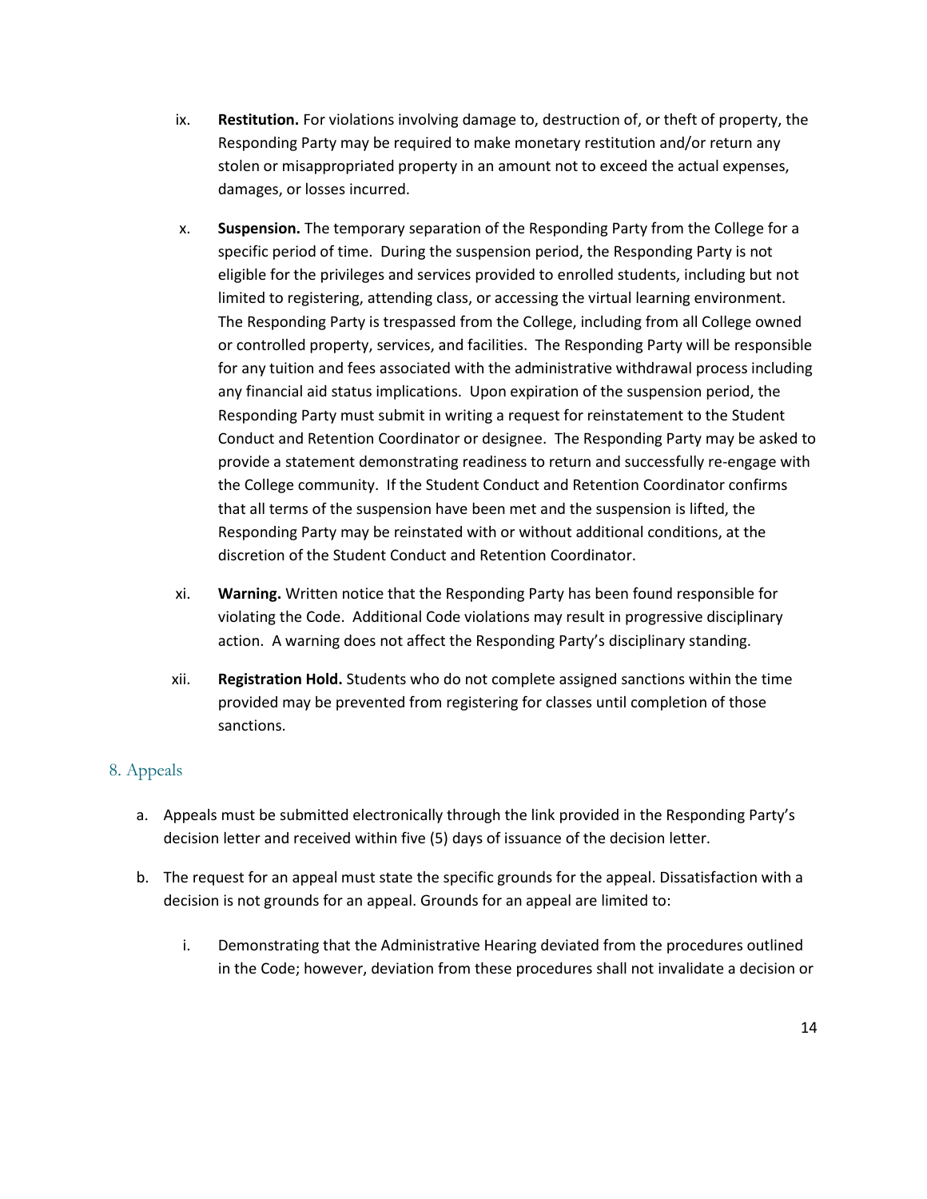ix. **Restitution.** For violations involving damage to, destruction of, or theft of property, the Responding Party may be required to make monetary restitution and/or return any stolen or misappropriated property in an amount not to exceed the actual expenses, damages, or losses incurred.

x. **Suspension.** The temporary separation of the Responding Party from the College for a specific period of time. During the suspension period, the Responding Party is not eligible for the privileges and services provided to enrolled students, including but not limited to registering, attending class, or accessing the virtual learning environment. The Responding Party is trespassed from the College, including from all College owned or controlled property, services, and facilities. The Responding Party will be responsible for any tuition and fees associated with the administrative withdrawal process including any financial aid status implications. Upon expiration of the suspension period, the Responding Party must submit in writing a request for reinstatement to the Student Conduct and Retention Coordinator or designee. The Responding Party may be asked to provide a statement demonstrating readiness to return and successfully re-engage with the College community. If the Student Conduct and Retention Coordinator confirms that all terms of the suspension have been met and the suspension is lifted, the Responding Party may be reinstated with or without additional conditions, at the discretion of the Student Conduct and Retention Coordinator.

xi. **Warning.** Written notice that the Responding Party has been found responsible for violating the Code. Additional Code violations may result in progressive disciplinary action. A warning does not affect the Responding Party's disciplinary standing.

xii. **Registration Hold.** Students who do not complete assigned sanctions within the time provided may be prevented from registering for classes until completion of those sanctions.

## 8. Appeals

a. Appeals must be submitted electronically through the link provided in the Responding Party's decision letter and received within five (5) days of issuance of the decision letter.

b. The request for an appeal must state the specific grounds for the appeal. Dissatisfaction with a decision is not grounds for an appeal. Grounds for an appeal are limited to:

   i. Demonstrating that the Administrative Hearing deviated from the procedures outlined in the Code; however, deviation from these procedures shall not invalidate a decision or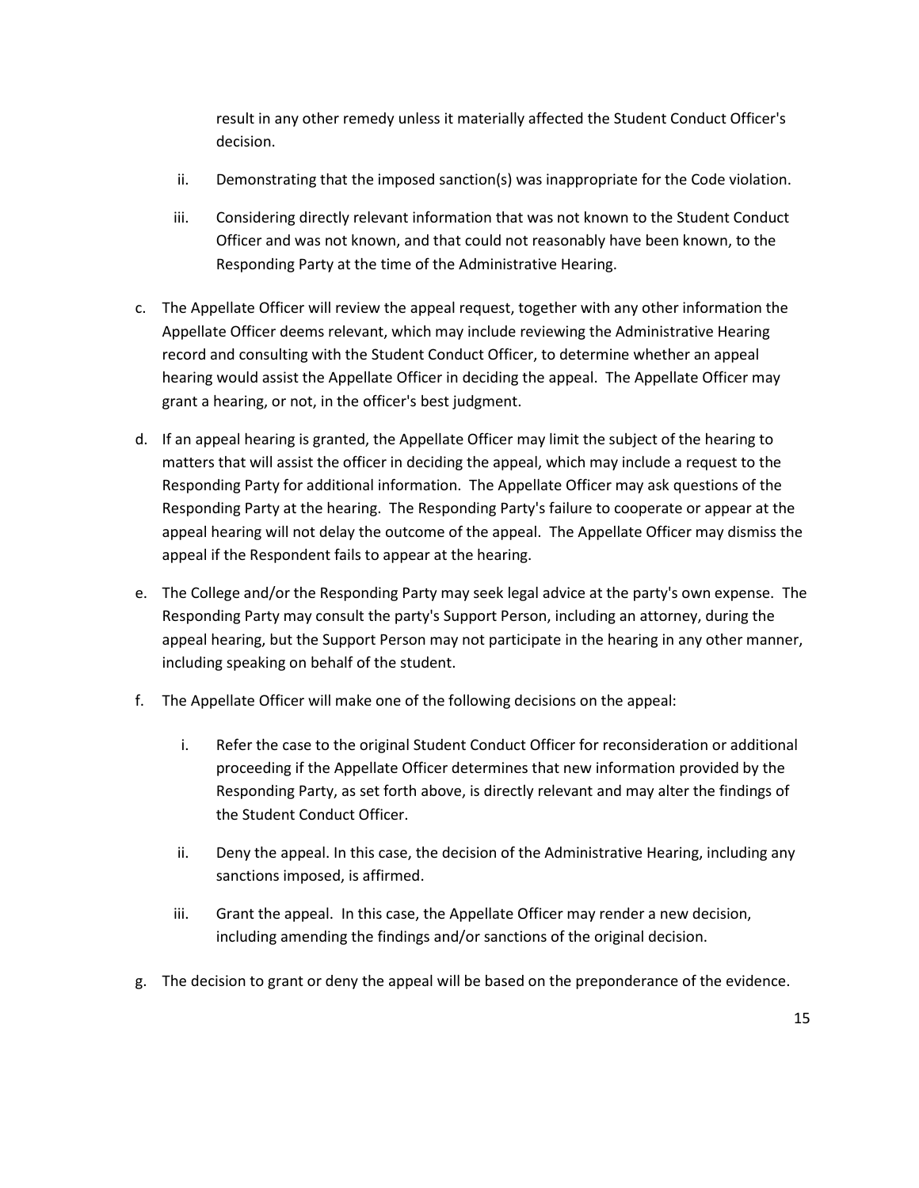result in any other remedy unless it materially affected the Student Conduct Officer's decision.

   ii. Demonstrating that the imposed sanction(s) was inappropriate for the Code violation.

   iii. Considering directly relevant information that was not known to the Student Conduct Officer and was not known, and that could not reasonably have been known, to the Responding Party at the time of the Administrative Hearing.

c. The Appellate Officer will review the appeal request, together with any other information the Appellate Officer deems relevant, which may include reviewing the Administrative Hearing record and consulting with the Student Conduct Officer, to determine whether an appeal hearing would assist the Appellate Officer in deciding the appeal. The Appellate Officer may grant a hearing, or not, in the officer's best judgment.

d. If an appeal hearing is granted, the Appellate Officer may limit the subject of the hearing to matters that will assist the officer in deciding the appeal, which may include a request to the Responding Party for additional information. The Appellate Officer may ask questions of the Responding Party at the hearing. The Responding Party's failure to cooperate or appear at the appeal hearing will not delay the outcome of the appeal. The Appellate Officer may dismiss the appeal if the Respondent fails to appear at the hearing.

e. The College and/or the Responding Party may seek legal advice at the party's own expense. The Responding Party may consult the party's Support Person, including an attorney, during the appeal hearing, but the Support Person may not participate in the hearing in any other manner, including speaking on behalf of the student.

f. The Appellate Officer will make one of the following decisions on the appeal:

   i. Refer the case to the original Student Conduct Officer for reconsideration or additional proceeding if the Appellate Officer determines that new information provided by the Responding Party, as set forth above, is directly relevant and may alter the findings of the Student Conduct Officer.

   ii. Deny the appeal. In this case, the decision of the Administrative Hearing, including any sanctions imposed, is affirmed.

   iii. Grant the appeal. In this case, the Appellate Officer may render a new decision, including amending the findings and/or sanctions of the original decision.

g. The decision to grant or deny the appeal will be based on the preponderance of the evidence.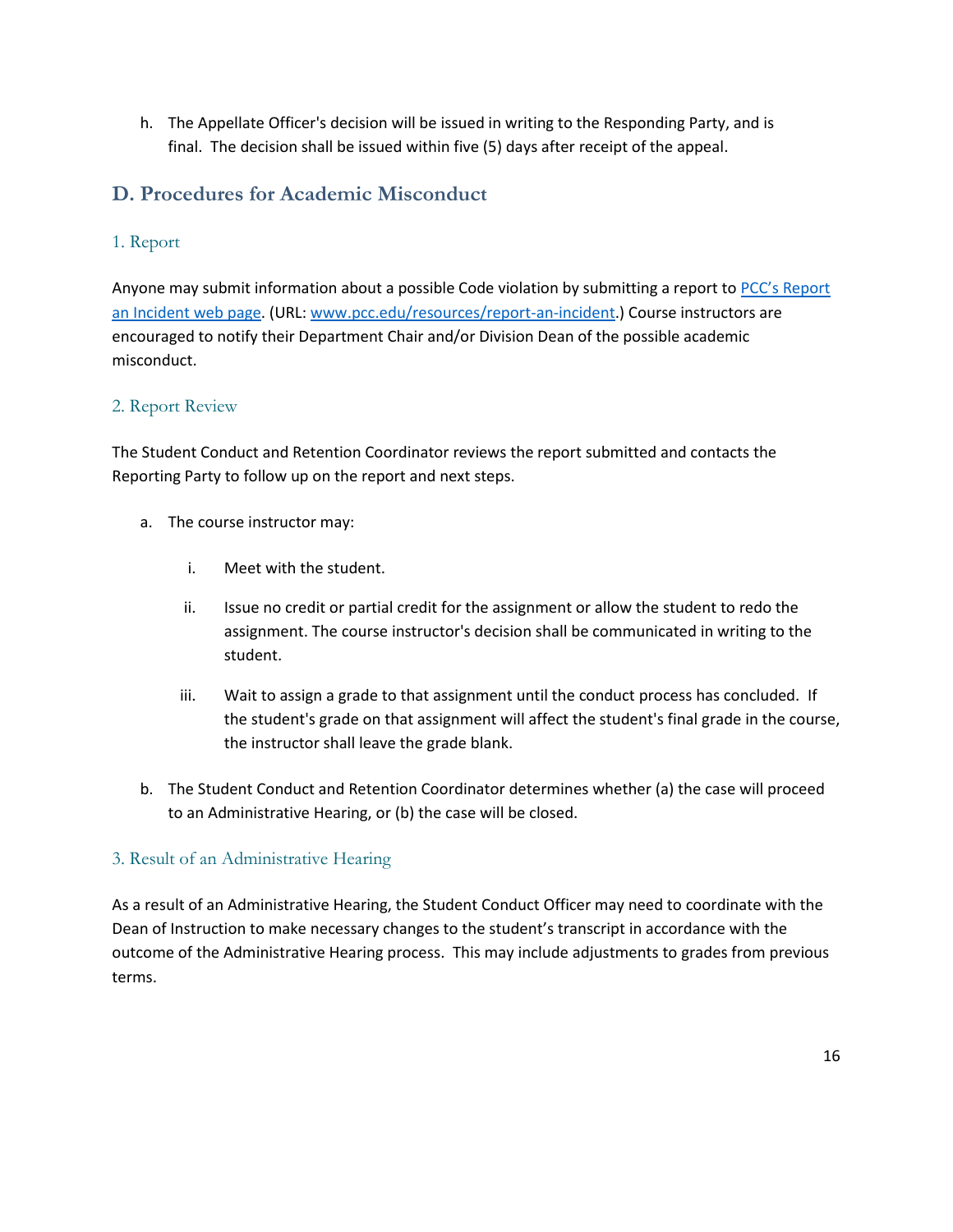h. The Appellate Officer's decision will be issued in writing to the Responding Party, and is final. The decision shall be issued within five (5) days after receipt of the appeal.

## D. Procedures for Academic Misconduct

### 1. Report

Anyone may submit information about a possible Code violation by submitting a report to [PCC's Report an Incident web page](www.pcc.edu/resources/report-an-incident). (URL: [www.pcc.edu/resources/report-an-incident](www.pcc.edu/resources/report-an-incident).) Course instructors are encouraged to notify their Department Chair and/or Division Dean of the possible academic misconduct.

### 2. Report Review

The Student Conduct and Retention Coordinator reviews the report submitted and contacts the Reporting Party to follow up on the report and next steps.

a. The course instructor may:

   i. Meet with the student.

   ii. Issue no credit or partial credit for the assignment or allow the student to redo the assignment. The course instructor's decision shall be communicated in writing to the student.

   iii. Wait to assign a grade to that assignment until the conduct process has concluded. If the student's grade on that assignment will affect the student's final grade in the course, the instructor shall leave the grade blank.

b. The Student Conduct and Retention Coordinator determines whether (a) the case will proceed to an Administrative Hearing, or (b) the case will be closed.

### 3. Result of an Administrative Hearing

As a result of an Administrative Hearing, the Student Conduct Officer may need to coordinate with the Dean of Instruction to make necessary changes to the student's transcript in accordance with the outcome of the Administrative Hearing process. This may include adjustments to grades from previous terms.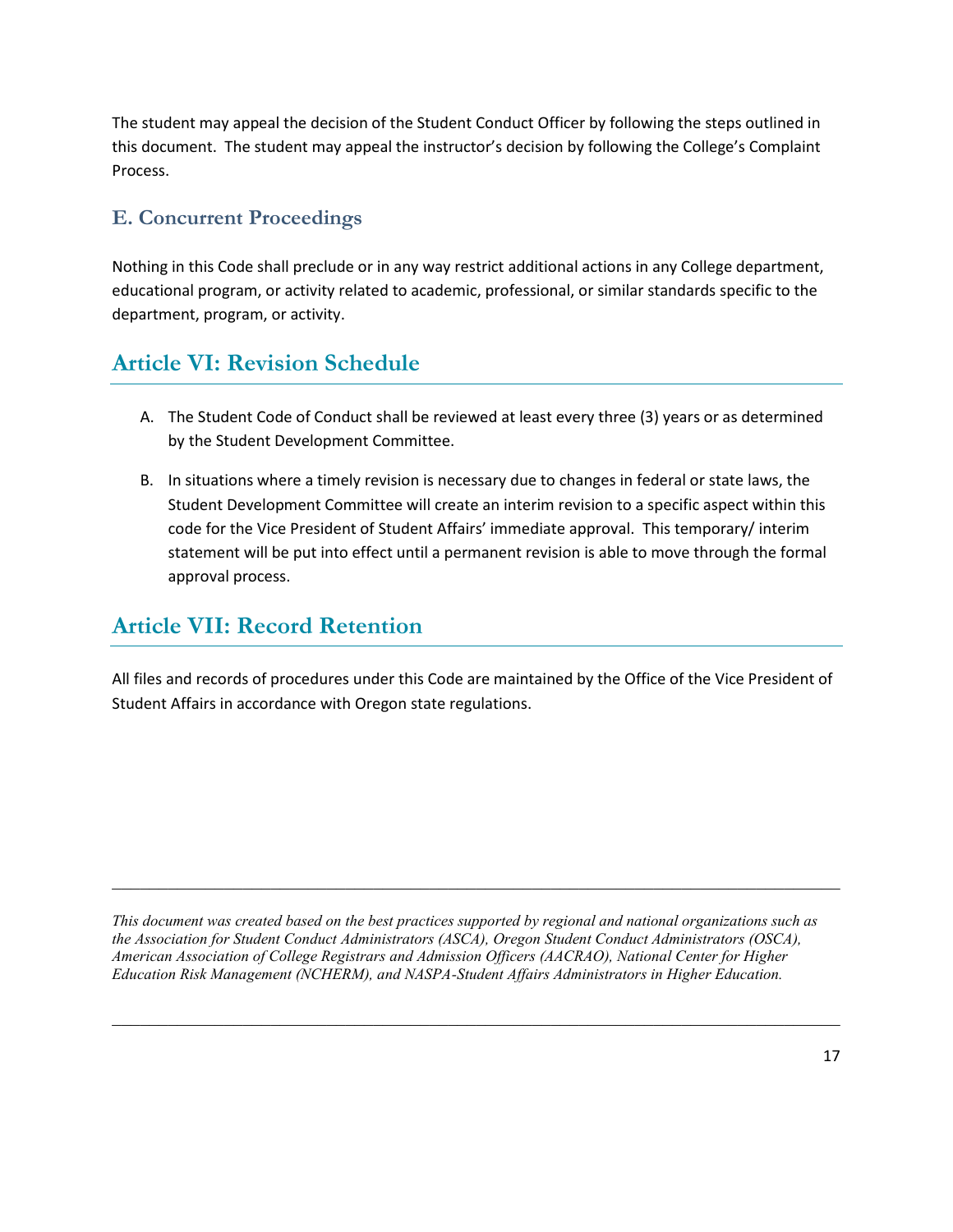The student may appeal the decision of the Student Conduct Officer by following the steps outlined in this document. The student may appeal the instructor's decision by following the College's Complaint Process.

### E. Concurrent Proceedings

Nothing in this Code shall preclude or in any way restrict additional actions in any College department, educational program, or activity related to academic, professional, or similar standards specific to the department, program, or activity.

## Article VI: Revision Schedule

A. The Student Code of Conduct shall be reviewed at least every three (3) years or as determined by the Student Development Committee.

B. In situations where a timely revision is necessary due to changes in federal or state laws, the Student Development Committee will create an interim revision to a specific aspect within this code for the Vice President of Student Affairs' immediate approval. This temporary/ interim statement will be put into effect until a permanent revision is able to move through the formal approval process.

## Article VII: Record Retention

All files and records of procedures under this Code are maintained by the Office of the Vice President of Student Affairs in accordance with Oregon state regulations.

---

*This document was created based on the best practices supported by regional and national organizations such as the Association for Student Conduct Administrators (ASCA), Oregon Student Conduct Administrators (OSCA), American Association of College Registrars and Admission Officers (AACRAO), National Center for Higher Education Risk Management (NCHERM), and NASPA-Student Affairs Administrators in Higher Education.*

---